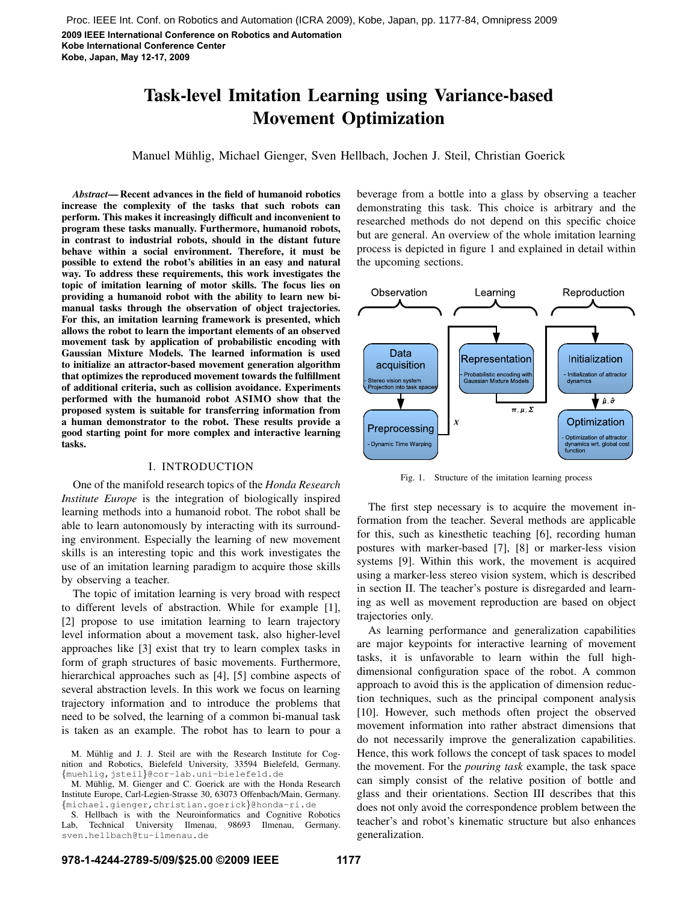Proc. IEEE Int. Conf. on Robotics and Automation (ICRA 2009), Kobe, Japan, pp. 1177-84, Omnipress 2009

**2009 IEEE International Conference on Robotics and Automation**
**Kobe International Conference Center**
**Kobe, Japan, May 12-17, 2009**

# Task-level Imitation Learning using Variance-based Movement Optimization

Manuel Mühlig, Michael Gienger, Sven Hellbach, Jochen J. Steil, Christian Goerick

***Abstract*— Recent advances in the field of humanoid robotics increase the complexity of the tasks that such robots can perform. This makes it increasingly difficult and inconvenient to program these tasks manually. Furthermore, humanoid robots, in contrast to industrial robots, should in the distant future behave within a social environment. Therefore, it must be possible to extend the robot's abilities in an easy and natural way. To address these requirements, this work investigates the topic of imitation learning of motor skills. The focus lies on providing a humanoid robot with the ability to learn new bi-manual tasks through the observation of object trajectories. For this, an imitation learning framework is presented, which allows the robot to learn the important elements of an observed movement task by application of probabilistic encoding with Gaussian Mixture Models. The learned information is used to initialize an attractor-based movement generation algorithm that optimizes the reproduced movement towards the fulfillment of additional criteria, such as collision avoidance. Experiments performed with the humanoid robot ASIMO show that the proposed system is suitable for transferring information from a human demonstrator to the robot. These results provide a good starting point for more complex and interactive learning tasks.**

## I. INTRODUCTION

One of the manifold research topics of the *Honda Research Institute Europe* is the integration of biologically inspired learning methods into a humanoid robot. The robot shall be able to learn autonomously by interacting with its surrounding environment. Especially the learning of new movement skills is an interesting topic and this work investigates the use of an imitation learning paradigm to acquire those skills by observing a teacher.

The topic of imitation learning is very broad with respect to different levels of abstraction. While for example [1], [2] propose to use imitation learning to learn trajectory level information about a movement task, also higher-level approaches like [3] exist that try to learn complex tasks in form of graph structures of basic movements. Furthermore, hierarchical approaches such as [4], [5] combine aspects of several abstraction levels. In this work we focus on learning trajectory information and to introduce the problems that need to be solved, the learning of a common bi-manual task is taken as an example. The robot has to learn to pour a beverage from a bottle into a glass by observing a teacher demonstrating this task. This choice is arbitrary and the researched methods do not depend on this specific choice but are general. An overview of the whole imitation learning process is depicted in figure 1 and explained in detail within the upcoming sections.

Observation

Learning

Reproduction

Data acquisition
- Stereo vision system
- Projection into task spaces

Preprocessing
- Dynamic Time Warping

$x$

Representation
- Probabilistic encoding with Gaussian Mixture Models

$\pi, \mu, \Sigma$

Initialization
- Initialization of attractor dynamics

$\hat{\mu}, \hat{\sigma}$

Optimization
- Optimization of attractor dynamics wrt. global cost function

Fig. 1. Structure of the imitation learning process

The first step necessary is to acquire the movement information from the teacher. Several methods are applicable for this, such as kinesthetic teaching [6], recording human postures with marker-based [7], [8] or marker-less vision systems [9]. Within this work, the movement is acquired using a marker-less stereo vision system, which is described in section II. The teacher's posture is disregarded and learning as well as movement reproduction are based on object trajectories only.

As learning performance and generalization capabilities are major keypoints for interactive learning of movement tasks, it is unfavorable to learn within the full high-dimensional configuration space of the robot. A common approach to avoid this is the application of dimension reduction techniques, such as the principal component analysis [10]. However, such methods often project the observed movement information into rather abstract dimensions that do not necessarily improve the generalization capabilities. Hence, this work follows the concept of task spaces to model the movement. For the *pouring task* example, the task space can simply consist of the relative position of bottle and glass and their orientations. Section III describes that this does not only avoid the correspondence problem between the teacher's and robot's kinematic structure but also enhances generalization.

M. Mühlig and J. J. Steil are with the Research Institute for Cognition and Robotics, Bielefeld University, 33594 Bielefeld, Germany. {muehlig,jsteil}@cor-lab.uni-bielefeld.de

M. Mühlig, M. Gienger and C. Goerick are with the Honda Research Institute Europe, Carl-Legien-Strasse 30, 63073 Offenbach/Main, Germany. {michael.gienger,christian.goerick}@honda-ri.de

S. Hellbach is with the Neuroinformatics and Cognitive Robotics Lab, Technical University Ilmenau, 98693 Ilmenau, Germany. sven.hellbach@tu-ilmenau.de

978-1-4244-2789-5/09/$25.00 ©2009 IEEE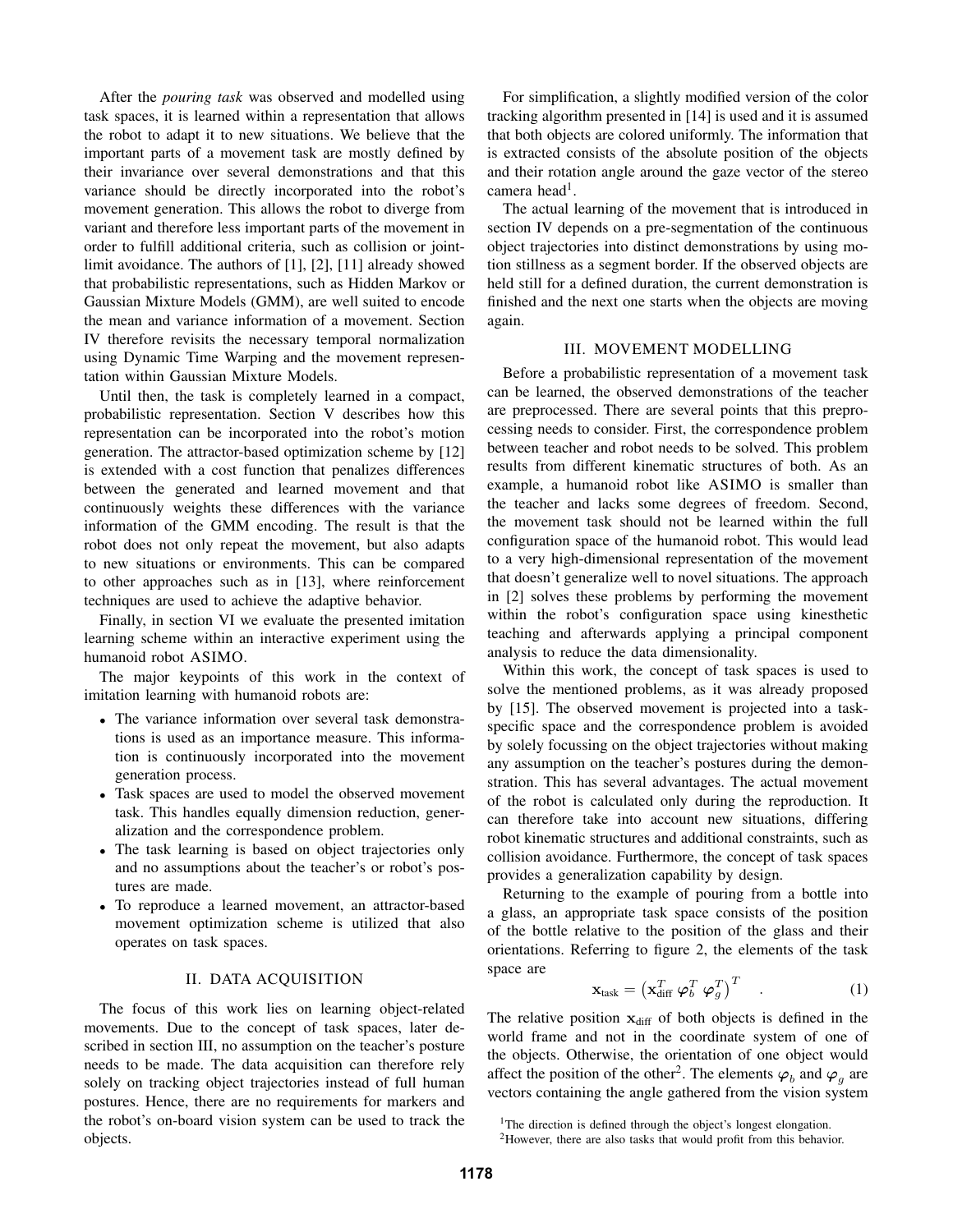After the *pouring task* was observed and modelled using task spaces, it is learned within a representation that allows the robot to adapt it to new situations. We believe that the important parts of a movement task are mostly defined by their invariance over several demonstrations and that this variance should be directly incorporated into the robot's movement generation. This allows the robot to diverge from variant and therefore less important parts of the movement in order to fulfill additional criteria, such as collision or joint-limit avoidance. The authors of [1], [2], [11] already showed that probabilistic representations, such as Hidden Markov or Gaussian Mixture Models (GMM), are well suited to encode the mean and variance information of a movement. Section IV therefore revisits the necessary temporal normalization using Dynamic Time Warping and the movement representation within Gaussian Mixture Models.

Until then, the task is completely learned in a compact, probabilistic representation. Section V describes how this representation can be incorporated into the robot's motion generation. The attractor-based optimization scheme by [12] is extended with a cost function that penalizes differences between the generated and learned movement and that continuously weights these differences with the variance information of the GMM encoding. The result is that the robot does not only repeat the movement, but also adapts to new situations or environments. This can be compared to other approaches such as in [13], where reinforcement techniques are used to achieve the adaptive behavior.

Finally, in section VI we evaluate the presented imitation learning scheme within an interactive experiment using the humanoid robot ASIMO.

The major keypoints of this work in the context of imitation learning with humanoid robots are:

- The variance information over several task demonstrations is used as an importance measure. This information is continuously incorporated into the movement generation process.
- Task spaces are used to model the observed movement task. This handles equally dimension reduction, generalization and the correspondence problem.
- The task learning is based on object trajectories only and no assumptions about the teacher's or robot's postures are made.
- To reproduce a learned movement, an attractor-based movement optimization scheme is utilized that also operates on task spaces.

## II. DATA ACQUISITION

The focus of this work lies on learning object-related movements. Due to the concept of task spaces, later described in section III, no assumption on the teacher's posture needs to be made. The data acquisition can therefore rely solely on tracking object trajectories instead of full human postures. Hence, there are no requirements for markers and the robot's on-board vision system can be used to track the objects.

For simplification, a slightly modified version of the color tracking algorithm presented in [14] is used and it is assumed that both objects are colored uniformly. The information that is extracted consists of the absolute position of the objects and their rotation angle around the gaze vector of the stereo camera head[1].

The actual learning of the movement that is introduced in section IV depends on a pre-segmentation of the continuous object trajectories into distinct demonstrations by using motion stillness as a segment border. If the observed objects are held still for a defined duration, the current demonstration is finished and the next one starts when the objects are moving again.

## III. MOVEMENT MODELLING

Before a probabilistic representation of a movement task can be learned, the observed demonstrations of the teacher are preprocessed. There are several points that this preprocessing needs to consider. First, the correspondence problem between teacher and robot needs to be solved. This problem results from different kinematic structures of both. As an example, a humanoid robot like ASIMO is smaller than the teacher and lacks some degrees of freedom. Second, the movement task should not be learned within the full configuration space of the humanoid robot. This would lead to a very high-dimensional representation of the movement that doesn't generalize well to novel situations. The approach in [2] solves these problems by performing the movement within the robot's configuration space using kinesthetic teaching and afterwards applying a principal component analysis to reduce the data dimensionality.

Within this work, the concept of task spaces is used to solve the mentioned problems, as it was already proposed by [15]. The observed movement is projected into a task-specific space and the correspondence problem is avoided by solely focussing on the object trajectories without making any assumption on the teacher's postures during the demonstration. This has several advantages. The actual movement of the robot is calculated only during the reproduction. It can therefore take into account new situations, differing robot kinematic structures and additional constraints, such as collision avoidance. Furthermore, the concept of task spaces provides a generalization capability by design.

Returning to the example of pouring from a bottle into a glass, an appropriate task space consists of the position of the bottle relative to the position of the glass and their orientations. Referring to figure 2, the elements of the task space are

$$\mathbf{x}_{\text{task}} = \left(\mathbf{x}_{\text{diff}}^T \, \boldsymbol{\varphi}_b^T \, \boldsymbol{\varphi}_g^T\right)^T \quad . \tag{1}$$

The relative position $\mathbf{x}_{\text{diff}}$ of both objects is defined in the world frame and not in the coordinate system of one of the objects. Otherwise, the orientation of one object would affect the position of the other[2]. The elements $\boldsymbol{\varphi}_b$ and $\boldsymbol{\varphi}_g$ are vectors containing the angle gathered from the vision system

[1] The direction is defined through the object's longest elongation.

[2] However, there are also tasks that would profit from this behavior.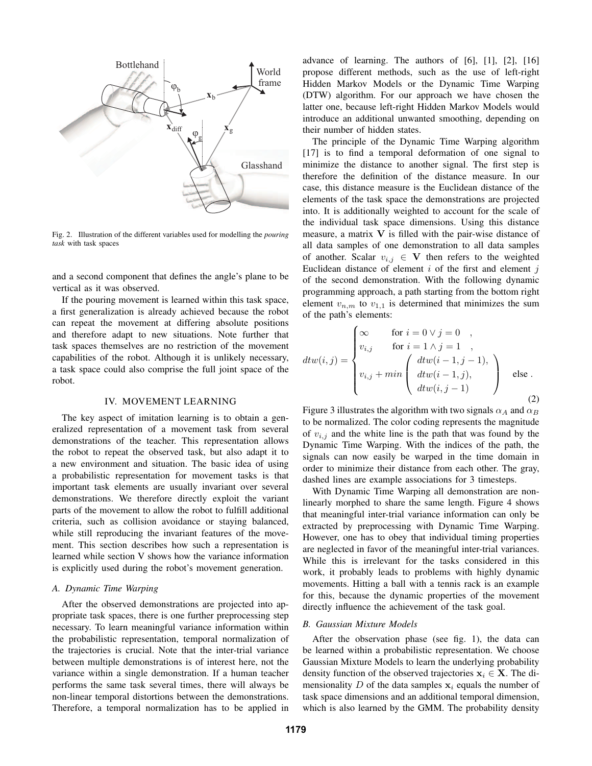Fig. 2. Illustration of the different variables used for modelling the *pouring task* with task spaces

and a second component that defines the angle's plane to be vertical as it was observed.

If the pouring movement is learned within this task space, a first generalization is already achieved because the robot can repeat the movement at differing absolute positions and therefore adapt to new situations. Note further that task spaces themselves are no restriction of the movement capabilities of the robot. Although it is unlikely necessary, a task space could also comprise the full joint space of the robot.

## IV. MOVEMENT LEARNING

The key aspect of imitation learning is to obtain a generalized representation of a movement task from several demonstrations of the teacher. This representation allows the robot to repeat the observed task, but also adapt it to a new environment and situation. The basic idea of using a probabilistic representation for movement tasks is that important task elements are usually invariant over several demonstrations. We therefore directly exploit the variant parts of the movement to allow the robot to fulfill additional criteria, such as collision avoidance or staying balanced, while still reproducing the invariant features of the movement. This section describes how such a representation is learned while section V shows how the variance information is explicitly used during the robot's movement generation.

### A. Dynamic Time Warping

After the observed demonstrations are projected into appropriate task spaces, there is one further preprocessing step necessary. To learn meaningful variance information within the probabilistic representation, temporal normalization of the trajectories is crucial. Note that the inter-trial variance between multiple demonstrations is of interest here, not the variance within a single demonstration. If a human teacher performs the same task several times, there will always be non-linear temporal distortions between the demonstrations. Therefore, a temporal normalization has to be applied in advance of learning. The authors of [6], [1], [2], [16] propose different methods, such as the use of left-right Hidden Markov Models or the Dynamic Time Warping (DTW) algorithm. For our approach we have chosen the latter one, because left-right Hidden Markov Models would introduce an additional unwanted smoothing, depending on their number of hidden states.

The principle of the Dynamic Time Warping algorithm [17] is to find a temporal deformation of one signal to minimize the distance to another signal. The first step is therefore the definition of the distance measure. In our case, this distance measure is the Euclidean distance of the elements of the task space the demonstrations are projected into. It is additionally weighted to account for the scale of the individual task space dimensions. Using this distance measure, a matrix $\mathbf{V}$ is filled with the pair-wise distance of all data samples of one demonstration to all data samples of another. Scalar $v_{i,j} \in \mathbf{V}$ then refers to the weighted Euclidean distance of element $i$ of the first and element $j$ of the second demonstration. With the following dynamic programming approach, a path starting from the bottom right element $v_{n,m}$ to $v_{1,1}$ is determined that minimizes the sum of the path's elements:

$$dtw(i,j) = \begin{cases} \infty & \text{for } i = 0 \lor j = 0 \quad , \\ v_{i,j} & \text{for } i = 1 \land j = 1 \quad , \\ v_{i,j} + min \begin{pmatrix} dtw(i-1, j-1), \\ dtw(i-1, j), \\ dtw(i, j-1) \end{pmatrix} & \text{else} . \end{cases} \tag{2}$$

Figure 3 illustrates the algorithm with two signals $\alpha_A$ and $\alpha_B$ to be normalized. The color coding represents the magnitude of $v_{i,j}$ and the white line is the path that was found by the Dynamic Time Warping. With the indices of the path, the signals can now easily be warped in the time domain in order to minimize their distance from each other. The gray, dashed lines are example associations for 3 timesteps.

With Dynamic Time Warping all demonstration are non-linearly morphed to share the same length. Figure 4 shows that meaningful inter-trial variance information can only be extracted by preprocessing with Dynamic Time Warping. However, one has to obey that individual timing properties are neglected in favor of the meaningful inter-trial variances. While this is irrelevant for the tasks considered in this work, it probably leads to problems with highly dynamic movements. Hitting a ball with a tennis rack is an example for this, because the dynamic properties of the movement directly influence the achievement of the task goal.

### B. Gaussian Mixture Models

After the observation phase (see fig. 1), the data can be learned within a probabilistic representation. We choose Gaussian Mixture Models to learn the underlying probability density function of the observed trajectories $\mathbf{x}_i \in \mathbf{X}$. The dimensionality $D$ of the data samples $\mathbf{x}_i$ equals the number of task space dimensions and an additional temporal dimension, which is also learned by the GMM. The probability density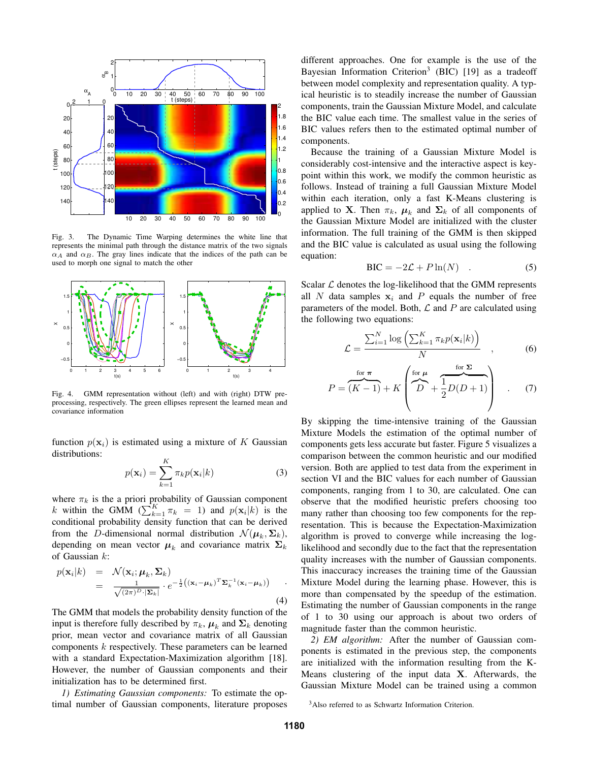Fig. 3. The Dynamic Time Warping determines the white line that represents the minimal path through the distance matrix of the two signals $\alpha_A$ and $\alpha_B$. The gray lines indicate that the indices of the path can be used to morph one signal to match the other

Fig. 4. GMM representation without (left) and with (right) DTW pre-processing, respectively. The green ellipses represent the learned mean and covariance information

function $p(\mathbf{x}_i)$ is estimated using a mixture of $K$ Gaussian distributions:

$$p(\mathbf{x}_i) = \sum_{k=1}^{K} \pi_k p(\mathbf{x}_i|k) \tag{3}$$

where $\pi_k$ is the a priori probability of Gaussian component $k$ within the GMM ($\sum_{k=1}^{K} \pi_k = 1$) and $p(\mathbf{x}_i|k)$ is the conditional probability density function that can be derived from the $D$-dimensional normal distribution $\mathcal{N}(\boldsymbol{\mu}_k, \boldsymbol{\Sigma}_k)$, depending on mean vector $\boldsymbol{\mu}_k$ and covariance matrix $\boldsymbol{\Sigma}_k$ of Gaussian $k$:

$$\begin{aligned} p(\mathbf{x}_i|k) &= \mathcal{N}(\mathbf{x}_i; \boldsymbol{\mu}_k, \boldsymbol{\Sigma}_k) \\ &= \frac{1}{\sqrt{(2\pi)^D \cdot |\boldsymbol{\Sigma}_k|}} \cdot e^{-\frac{1}{2}\left((\mathbf{x}_i - \boldsymbol{\mu}_k)^T \boldsymbol{\Sigma}_k^{-1} (\mathbf{x}_i - \boldsymbol{\mu}_k)\right)} \quad . \end{aligned} \tag{4}$$

The GMM that models the probability density function of the input is therefore fully described by $\pi_k$, $\boldsymbol{\mu}_k$ and $\boldsymbol{\Sigma}_k$ denoting prior, mean vector and covariance matrix of all Gaussian components $k$ respectively. These parameters can be learned with a standard Expectation-Maximization algorithm [18]. However, the number of Gaussian components and their initialization has to be determined first.

*1) Estimating Gaussian components:* To estimate the optimal number of Gaussian components, literature proposes different approaches. One for example is the use of the Bayesian Information Criterion[3] (BIC) [19] as a tradeoff between model complexity and representation quality. A typical heuristic is to steadily increase the number of Gaussian components, train the Gaussian Mixture Model, and calculate the BIC value each time. The smallest value in the series of BIC values refers then to the estimated optimal number of components.

Because the training of a Gaussian Mixture Model is considerably cost-intensive and the interactive aspect is key-point within this work, we modify the common heuristic as follows. Instead of training a full Gaussian Mixture Model within each iteration, only a fast K-Means clustering is applied to $\mathbf{X}$. Then $\pi_k$, $\boldsymbol{\mu}_k$ and $\boldsymbol{\Sigma}_k$ of all components of the Gaussian Mixture Model are initialized with the cluster information. The full training of the GMM is then skipped and the BIC value is calculated as usual using the following equation:

$$\text{BIC} = -2\mathcal{L} + P\ln(N) \quad . \tag{5}$$

Scalar $\mathcal{L}$ denotes the log-likelihood that the GMM represents all $N$ data samples $\mathbf{x}_i$ and $P$ equals the number of free parameters of the model. Both, $\mathcal{L}$ and $P$ are calculated using the following two equations:

$$\mathcal{L} = \frac{\sum_{i=1}^{N} \log\left(\sum_{k=1}^{K} \pi_k p(\mathbf{x}_i|k)\right)}{N} \quad , \tag{6}$$

$$P = \overbrace{(K-1)}^{\text{for } \boldsymbol{\pi}} + K\left(\overbrace{D}^{\text{for } \boldsymbol{\mu}} + \overbrace{\frac{1}{2}D(D+1)}^{\text{for } \boldsymbol{\Sigma}}\right) \quad . \tag{7}$$

By skipping the time-intensive training of the Gaussian Mixture Models the estimation of the optimal number of components gets less accurate but faster. Figure 5 visualizes a comparison between the common heuristic and our modified version. Both are applied to test data from the experiment in section VI and the BIC values for each number of Gaussian components, ranging from 1 to 30, are calculated. One can observe that the modified heuristic prefers choosing too many rather than choosing too few components for the representation. This is because the Expectation-Maximization algorithm is proved to converge while increasing the log-likelihood and secondly due to the fact that the representation quality increases with the number of Gaussian components. This inaccuracy increases the training time of the Gaussian Mixture Model during the learning phase. However, this is more than compensated by the speedup of the estimation. Estimating the number of Gaussian components in the range of 1 to 30 using our approach is about two orders of magnitude faster than the common heuristic.

*2) EM algorithm:* After the number of Gaussian components is estimated in the previous step, the components are initialized with the information resulting from the K-Means clustering of the input data $\mathbf{X}$. Afterwards, the Gaussian Mixture Model can be trained using a common

[3] Also referred to as Schwartz Information Criterion.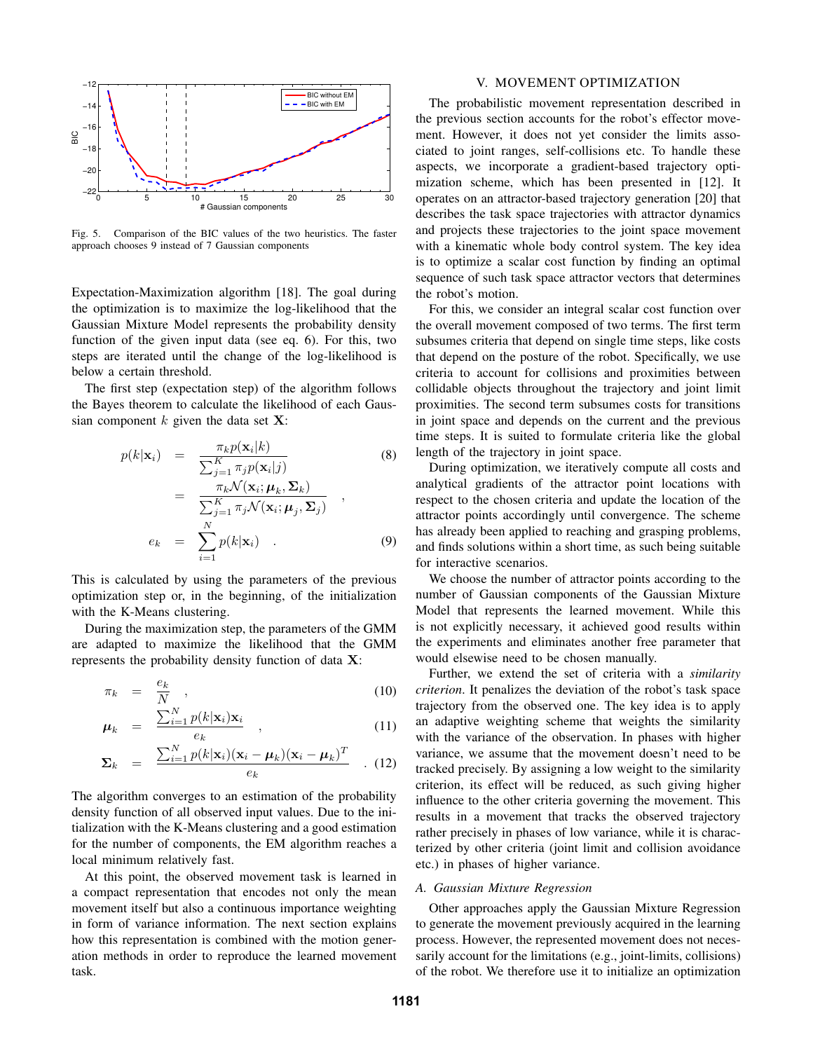Fig. 5. Comparison of the BIC values of the two heuristics. The faster approach chooses 9 instead of 7 Gaussian components

Expectation-Maximization algorithm [18]. The goal during the optimization is to maximize the log-likelihood that the Gaussian Mixture Model represents the probability density function of the given input data (see eq. 6). For this, two steps are iterated until the change of the log-likelihood is below a certain threshold.

The first step (expectation step) of the algorithm follows the Bayes theorem to calculate the likelihood of each Gaussian component $k$ given the data set $\mathbf{X}$:

$$p(k|\mathbf{x}_i) = \frac{\pi_k p(\mathbf{x}_i|k)}{\sum_{j=1}^{K} \pi_j p(\mathbf{x}_i|j)} = \frac{\pi_k \mathcal{N}(\mathbf{x}_i; \boldsymbol{\mu}_k, \boldsymbol{\Sigma}_k)}{\sum_{j=1}^{K} \pi_j \mathcal{N}(\mathbf{x}_i; \boldsymbol{\mu}_j, \boldsymbol{\Sigma}_j)} \quad , \tag{8}$$

$$e_k = \sum_{i=1}^{N} p(k|\mathbf{x}_i) \quad . \tag{9}$$

This is calculated by using the parameters of the previous optimization step or, in the beginning, of the initialization with the K-Means clustering.

During the maximization step, the parameters of the GMM are adapted to maximize the likelihood that the GMM represents the probability density function of data $\mathbf{X}$:

$$\pi_k = \frac{e_k}{N} \quad , \tag{10}$$

$$\boldsymbol{\mu}_k = \frac{\sum_{i=1}^{N} p(k|\mathbf{x}_i)\mathbf{x}_i}{e_k} \quad , \tag{11}$$

$$\boldsymbol{\Sigma}_k = \frac{\sum_{i=1}^{N} p(k|\mathbf{x}_i)(\mathbf{x}_i - \boldsymbol{\mu}_k)(\mathbf{x}_i - \boldsymbol{\mu}_k)^T}{e_k} \quad . \tag{12}$$

The algorithm converges to an estimation of the probability density function of all observed input values. Due to the initialization with the K-Means clustering and a good estimation for the number of components, the EM algorithm reaches a local minimum relatively fast.

At this point, the observed movement task is learned in a compact representation that encodes not only the mean movement itself but also a continuous importance weighting in form of variance information. The next section explains how this representation is combined with the motion generation methods in order to reproduce the learned movement task.

## V. MOVEMENT OPTIMIZATION

The probabilistic movement representation described in the previous section accounts for the robot's effector movement. However, it does not yet consider the limits associated to joint ranges, self-collisions etc. To handle these aspects, we incorporate a gradient-based trajectory optimization scheme, which has been presented in [12]. It operates on an attractor-based trajectory generation [20] that describes the task space trajectories with attractor dynamics and projects these trajectories to the joint space movement with a kinematic whole body control system. The key idea is to optimize a scalar cost function by finding an optimal sequence of such task space attractor vectors that determines the robot's motion.

For this, we consider an integral scalar cost function over the overall movement composed of two terms. The first term subsumes criteria that depend on single time steps, like costs that depend on the posture of the robot. Specifically, we use criteria to account for collisions and proximities between collidable objects throughout the trajectory and joint limit proximities. The second term subsumes costs for transitions in joint space and depends on the current and the previous time steps. It is suited to formulate criteria like the global length of the trajectory in joint space.

During optimization, we iteratively compute all costs and analytical gradients of the attractor point locations with respect to the chosen criteria and update the location of the attractor points accordingly until convergence. The scheme has already been applied to reaching and grasping problems, and finds solutions within a short time, as such being suitable for interactive scenarios.

We choose the number of attractor points according to the number of Gaussian components of the Gaussian Mixture Model that represents the learned movement. While this is not explicitly necessary, it achieved good results within the experiments and eliminates another free parameter that would elsewise need to be chosen manually.

Further, we extend the set of criteria with a *similarity criterion*. It penalizes the deviation of the robot's task space trajectory from the observed one. The key idea is to apply an adaptive weighting scheme that weights the similarity with the variance of the observation. In phases with higher variance, we assume that the movement doesn't need to be tracked precisely. By assigning a low weight to the similarity criterion, its effect will be reduced, as such giving higher influence to the other criteria governing the movement. This results in a movement that tracks the observed trajectory rather precisely in phases of low variance, while it is characterized by other criteria (joint limit and collision avoidance etc.) in phases of higher variance.

### A. Gaussian Mixture Regression

Other approaches apply the Gaussian Mixture Regression to generate the movement previously acquired in the learning process. However, the represented movement does not necessarily account for the limitations (e.g., joint-limits, collisions) of the robot. We therefore use it to initialize an optimization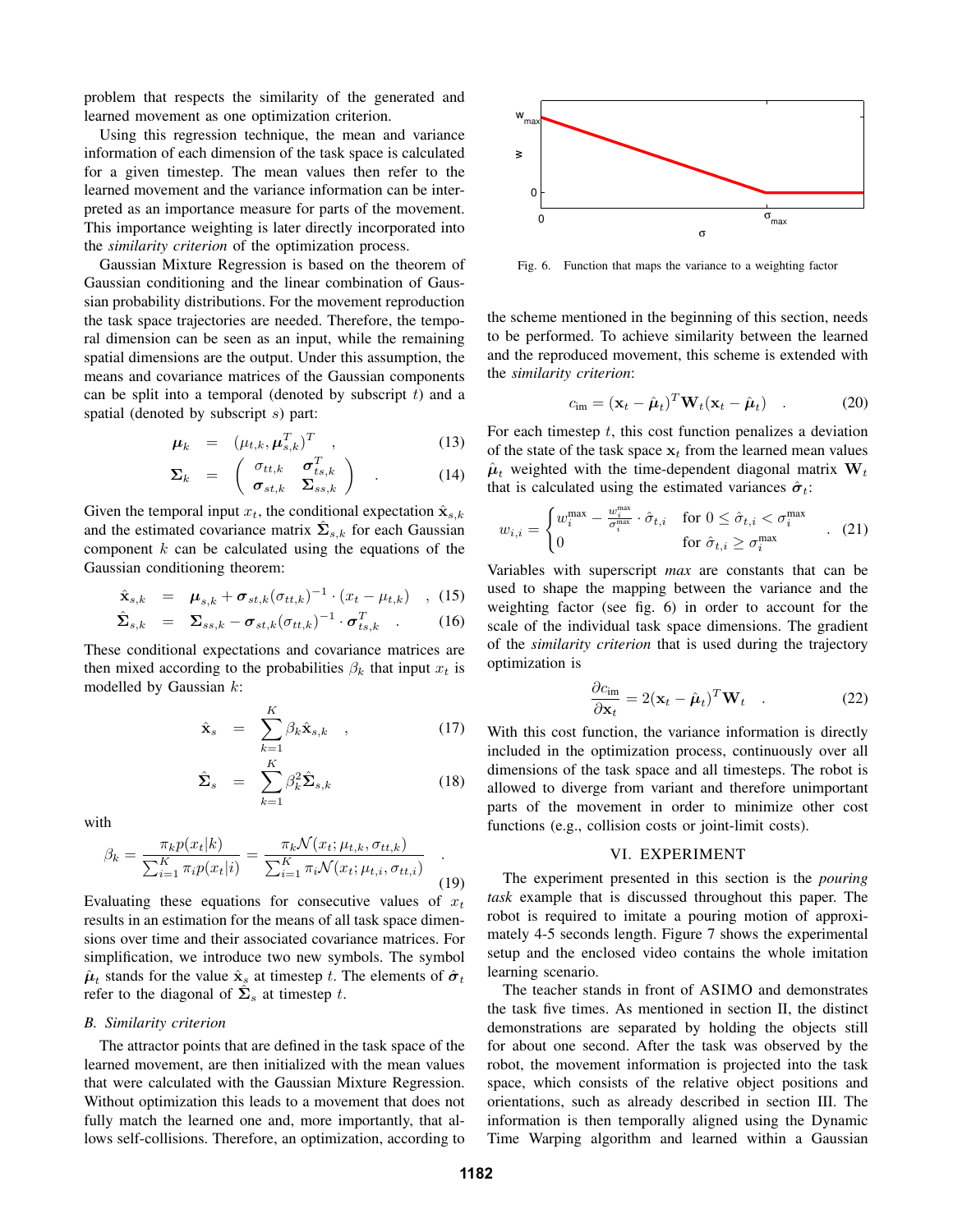problem that respects the similarity of the generated and learned movement as one optimization criterion.

Using this regression technique, the mean and variance information of each dimension of the task space is calculated for a given timestep. The mean values then refer to the learned movement and the variance information can be interpreted as an importance measure for parts of the movement. This importance weighting is later directly incorporated into the *similarity criterion* of the optimization process.

Gaussian Mixture Regression is based on the theorem of Gaussian conditioning and the linear combination of Gaussian probability distributions. For the movement reproduction the task space trajectories are needed. Therefore, the temporal dimension can be seen as an input, while the remaining spatial dimensions are the output. Under this assumption, the means and covariance matrices of the Gaussian components can be split into a temporal (denoted by subscript $t$) and a spatial (denoted by subscript $s$) part:

$$\boldsymbol{\mu}_k = (\mu_{t,k}, \boldsymbol{\mu}_{s,k}^T)^T \quad , \tag{13}$$

$$\boldsymbol{\Sigma}_k = \begin{pmatrix} \sigma_{tt,k} & \boldsymbol{\sigma}_{ts,k}^T \\ \boldsymbol{\sigma}_{st,k} & \boldsymbol{\Sigma}_{ss,k} \end{pmatrix} \quad . \tag{14}$$

Given the temporal input $x_t$, the conditional expectation $\hat{\mathbf{x}}_{s,k}$ and the estimated covariance matrix $\hat{\boldsymbol{\Sigma}}_{s,k}$ for each Gaussian component $k$ can be calculated using the equations of the Gaussian conditioning theorem:

$$\hat{\mathbf{x}}_{s,k} = \boldsymbol{\mu}_{s,k} + \boldsymbol{\sigma}_{st,k}(\sigma_{tt,k})^{-1} \cdot (x_t - \mu_{t,k}) \quad , \tag{15}$$

$$\hat{\boldsymbol{\Sigma}}_{s,k} = \boldsymbol{\Sigma}_{ss,k} - \boldsymbol{\sigma}_{st,k}(\sigma_{tt,k})^{-1} \cdot \boldsymbol{\sigma}_{ts,k}^T \quad . \tag{16}$$

These conditional expectations and covariance matrices are then mixed according to the probabilities $\beta_k$ that input $x_t$ is modelled by Gaussian $k$:

$$\hat{\mathbf{x}}_s = \sum_{k=1}^{K} \beta_k \hat{\mathbf{x}}_{s,k} \quad , \tag{17}$$

$$\hat{\boldsymbol{\Sigma}}_s = \sum_{k=1}^{K} \beta_k^2 \hat{\boldsymbol{\Sigma}}_{s,k} \tag{18}$$

with

$$\beta_k = \frac{\pi_k p(x_t|k)}{\sum_{i=1}^{K} \pi_i p(x_t|i)} = \frac{\pi_k \mathcal{N}(x_t; \mu_{t,k}, \sigma_{tt,k})}{\sum_{i=1}^{K} \pi_i \mathcal{N}(x_t; \mu_{t,i}, \sigma_{tt,i})} \quad . \tag{19}$$

Evaluating these equations for consecutive values of $x_t$ results in an estimation for the means of all task space dimensions over time and their associated covariance matrices. For simplification, we introduce two new symbols. The symbol $\hat{\boldsymbol{\mu}}_t$ stands for the value $\hat{\mathbf{x}}_s$ at timestep $t$. The elements of $\hat{\boldsymbol{\sigma}}_t$ refer to the diagonal of $\hat{\boldsymbol{\Sigma}}_s$ at timestep $t$.

### B. Similarity criterion

The attractor points that are defined in the task space of the learned movement, are then initialized with the mean values that were calculated with the Gaussian Mixture Regression. Without optimization this leads to a movement that does not fully match the learned one and, more importantly, that allows self-collisions. Therefore, an optimization, according to the scheme mentioned in the beginning of this section, needs to be performed. To achieve similarity between the learned and the reproduced movement, this scheme is extended with the *similarity criterion*:

$$c_{\text{im}} = (\mathbf{x}_t - \hat{\boldsymbol{\mu}}_t)^T \mathbf{W}_t (\mathbf{x}_t - \hat{\boldsymbol{\mu}}_t) \quad . \tag{20}$$

Fig. 6. Function that maps the variance to a weighting factor

For each timestep $t$, this cost function penalizes a deviation of the state of the task space $\mathbf{x}_t$ from the learned mean values $\hat{\boldsymbol{\mu}}_t$ weighted with the time-dependent diagonal matrix $\mathbf{W}_t$ that is calculated using the estimated variances $\hat{\boldsymbol{\sigma}}_t$:

$$w_{i,i} = \begin{cases} w_i^{\max} - \frac{w_i^{\max}}{\sigma_i^{\max}} \cdot \hat{\sigma}_{t,i} & \text{for } 0 \leq \hat{\sigma}_{t,i} < \sigma_i^{\max} \\ 0 & \text{for } \hat{\sigma}_{t,i} \geq \sigma_i^{\max} \end{cases} \quad . \tag{21}$$

Variables with superscript *max* are constants that can be used to shape the mapping between the variance and the weighting factor (see fig. 6) in order to account for the scale of the individual task space dimensions. The gradient of the *similarity criterion* that is used during the trajectory optimization is

$$\frac{\partial c_{\text{im}}}{\partial \mathbf{x}_t} = 2(\mathbf{x}_t - \hat{\boldsymbol{\mu}}_t)^T \mathbf{W}_t \quad . \tag{22}$$

With this cost function, the variance information is directly included in the optimization process, continuously over all dimensions of the task space and all timesteps. The robot is allowed to diverge from variant and therefore unimportant parts of the movement in order to minimize other cost functions (e.g., collision costs or joint-limit costs).

## VI. EXPERIMENT

The experiment presented in this section is the *pouring task* example that is discussed throughout this paper. The robot is required to imitate a pouring motion of approximately 4-5 seconds length. Figure 7 shows the experimental setup and the enclosed video contains the whole imitation learning scenario.

The teacher stands in front of ASIMO and demonstrates the task five times. As mentioned in section II, the distinct demonstrations are separated by holding the objects still for about one second. After the task was observed by the robot, the movement information is projected into the task space, which consists of the relative object positions and orientations, such as already described in section III. The information is then temporally aligned using the Dynamic Time Warping algorithm and learned within a Gaussian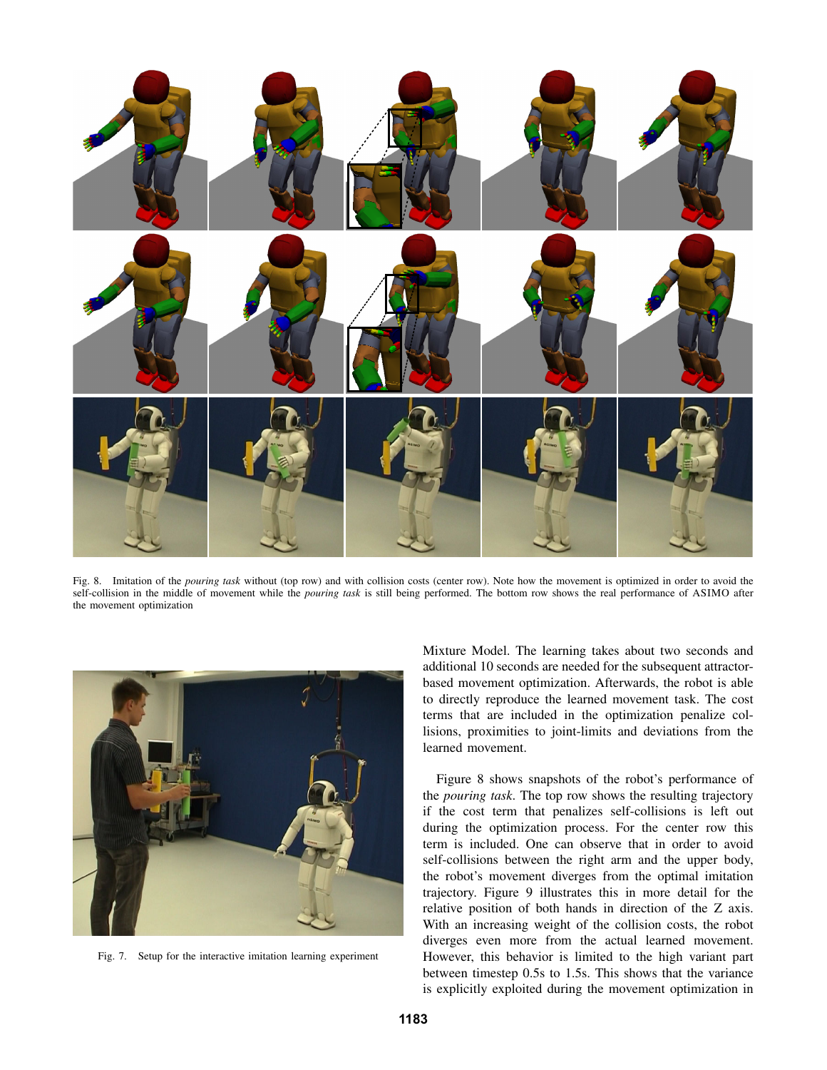Fig. 8. Imitation of the *pouring task* without (top row) and with collision costs (center row). Note how the movement is optimized in order to avoid the self-collision in the middle of movement while the *pouring task* is still being performed. The bottom row shows the real performance of ASIMO after the movement optimization

Fig. 7. Setup for the interactive imitation learning experiment

Mixture Model. The learning takes about two seconds and additional 10 seconds are needed for the subsequent attractor-based movement optimization. Afterwards, the robot is able to directly reproduce the learned movement task. The cost terms that are included in the optimization penalize collisions, proximities to joint-limits and deviations from the learned movement.

Figure 8 shows snapshots of the robot's performance of the *pouring task*. The top row shows the resulting trajectory if the cost term that penalizes self-collisions is left out during the optimization process. For the center row this term is included. One can observe that in order to avoid self-collisions between the right arm and the upper body, the robot's movement diverges from the optimal imitation trajectory. Figure 9 illustrates this in more detail for the relative position of both hands in direction of the Z axis. With an increasing weight of the collision costs, the robot diverges even more from the actual learned movement. However, this behavior is limited to the high variant part between timestep 0.5s to 1.5s. This shows that the variance is explicitly exploited during the movement optimization in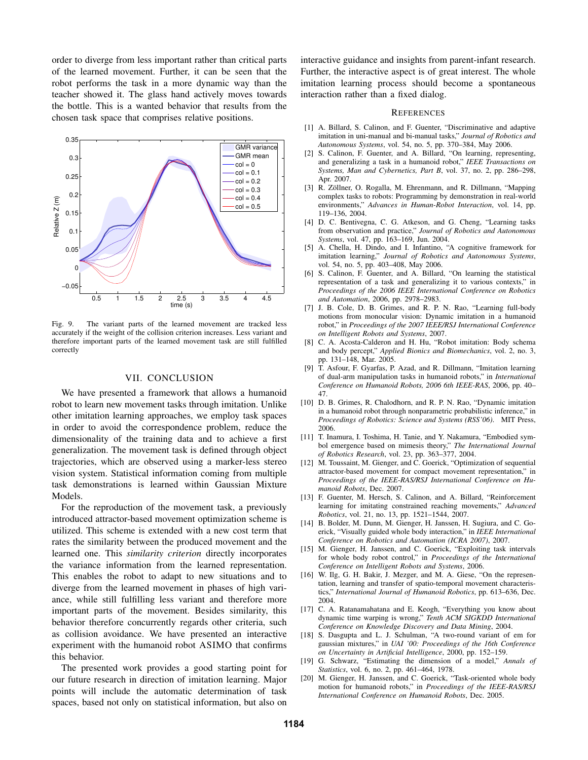order to diverge from less important rather than critical parts of the learned movement. Further, it can be seen that the robot performs the task in a more dynamic way than the teacher showed it. The glass hand actively moves towards the bottle. This is a wanted behavior that results from the chosen task space that comprises relative positions.

GMR variance
GMR mean
col = 0
col = 0.1
col = 0.2
col = 0.3
col = 0.4
col = 0.5

Relative Z (m)
0.35
0.3
0.25
0.2
0.15
0.1
0.05
0
−0.05

time (s)
0.5
1
1.5
2
2.5
3
3.5
4
4.5

Fig. 9. The variant parts of the learned movement are tracked less accurately if the weight of the collision criterion increases. Less variant and therefore important parts of the learned movement task are still fulfilled correctly

## VII. CONCLUSION

We have presented a framework that allows a humanoid robot to learn new movement tasks through imitation. Unlike other imitation learning approaches, we employ task spaces in order to avoid the correspondence problem, reduce the dimensionality of the training data and to achieve a first generalization. The movement task is defined through object trajectories, which are observed using a marker-less stereo vision system. Statistical information coming from multiple task demonstrations is learned within Gaussian Mixture Models.

For the reproduction of the movement task, a previously introduced attractor-based movement optimization scheme is utilized. This scheme is extended with a new cost term that rates the similarity between the produced movement and the learned one. This *similarity criterion* directly incorporates the variance information from the learned representation. This enables the robot to adapt to new situations and to diverge from the learned movement in phases of high variance, while still fulfilling less variant and therefore more important parts of the movement. Besides similarity, this behavior therefore concurrently regards other criteria, such as collision avoidance. We have presented an interactive experiment with the humanoid robot ASIMO that confirms this behavior.

The presented work provides a good starting point for our future research in direction of imitation learning. Major points will include the automatic determination of task spaces, based not only on statistical information, but also on interactive guidance and insights from parent-infant research. Further, the interactive aspect is of great interest. The whole imitation learning process should become a spontaneous interaction rather than a fixed dialog.

## REFERENCES

[1] A. Billard, S. Calinon, and F. Guenter, "Discriminative and adaptive imitation in uni-manual and bi-manual tasks," *Journal of Robotics and Autonomous Systems*, vol. 54, no. 5, pp. 370–384, May 2006.

[2] S. Calinon, F. Guenter, and A. Billard, "On learning, representing, and generalizing a task in a humanoid robot," *IEEE Transactions on Systems, Man and Cybernetics, Part B*, vol. 37, no. 2, pp. 286–298, Apr. 2007.

[3] R. Zöllner, O. Rogalla, M. Ehrenmann, and R. Dillmann, "Mapping complex tasks to robots: Programming by demonstration in real-world environments," *Advances in Human-Robot Interaction*, vol. 14, pp. 119–136, 2004.

[4] D. C. Bentivegna, C. G. Atkeson, and G. Cheng, "Learning tasks from observation and practice," *Journal of Robotics and Autonomous Systems*, vol. 47, pp. 163–169, Jun. 2004.

[5] A. Chella, H. Dindo, and I. Infantino, "A cognitive framework for imitation learning," *Journal of Robotics and Autonomous Systems*, vol. 54, no. 5, pp. 403–408, May 2006.

[6] S. Calinon, F. Guenter, and A. Billard, "On learning the statistical representation of a task and generalizing it to various contexts," in *Proceedings of the 2006 IEEE International Conference on Robotics and Automation*, 2006, pp. 2978–2983.

[7] J. B. Cole, D. B. Grimes, and R. P. N. Rao, "Learning full-body motions from monocular vision: Dynamic imitation in a humanoid robot," in *Proceedings of the 2007 IEEE/RSJ International Conference on Intelligent Robots and Systems*, 2007.

[8] C. A. Acosta-Calderon and H. Hu, "Robot imitation: Body schema and body percept," *Applied Bionics and Biomechanics*, vol. 2, no. 3, pp. 131–148, Mar. 2005.

[9] T. Asfour, F. Gyarfas, P. Azad, and R. Dillmann, "Imitation learning of dual-arm manipulation tasks in humanoid robots," in *International Conference on Humanoid Robots, 2006 6th IEEE-RAS*, 2006, pp. 40–47.

[10] D. B. Grimes, R. Chalodhorn, and R. P. N. Rao, "Dynamic imitation in a humanoid robot through nonparametric probabilistic inference," in *Proceedings of Robotics: Science and Systems (RSS'06)*. MIT Press, 2006.

[11] T. Inamura, I. Toshima, H. Tanie, and Y. Nakamura, "Embodied symbol emergence based on mimesis theory," *The International Journal of Robotics Research*, vol. 23, pp. 363–377, 2004.

[12] M. Toussaint, M. Gienger, and C. Goerick, "Optimization of sequential attractor-based movement for compact movement representation," in *Proceedings of the IEEE-RAS/RSJ International Conference on Humanoid Robots*, Dec. 2007.

[13] F. Guenter, M. Hersch, S. Calinon, and A. Billard, "Reinforcement learning for imitating constrained reaching movements," *Advanced Robotics*, vol. 21, no. 13, pp. 1521–1544, 2007.

[14] B. Bolder, M. Dunn, M. Gienger, H. Janssen, H. Sugiura, and C. Goerick, "Visually guided whole body interaction," in *IEEE International Conference on Robotics and Automation (ICRA 2007)*, 2007.

[15] M. Gienger, H. Janssen, and C. Goerick, "Exploiting task intervals for whole body robot control," in *Proceedings of the International Conference on Intelligent Robots and Systems*, 2006.

[16] W. Ilg, G. H. Bakir, J. Mezger, and M. A. Giese, "On the representation, learning and transfer of spatio-temporal movement characteristics," *International Journal of Humanoid Robotics*, pp. 613–636, Dec. 2004.

[17] C. A. Ratanamahatana and E. Keogh, "Everything you know about dynamic time warping is wrong," *Tenth ACM SIGKDD International Conference on Knowledge Discovery and Data Mining*, 2004.

[18] S. Dasgupta and L. J. Schulman, "A two-round variant of em for gaussian mixtures," in *UAI '00: Proceedings of the 16th Conference on Uncertainty in Artificial Intelligence*, 2000, pp. 152–159.

[19] G. Schwarz, "Estimating the dimension of a model," *Annals of Statistics*, vol. 6, no. 2, pp. 461–464, 1978.

[20] M. Gienger, H. Janssen, and C. Goerick, "Task-oriented whole body motion for humanoid robots," in *Proceedings of the IEEE-RAS/RSJ International Conference on Humanoid Robots*, Dec. 2005.